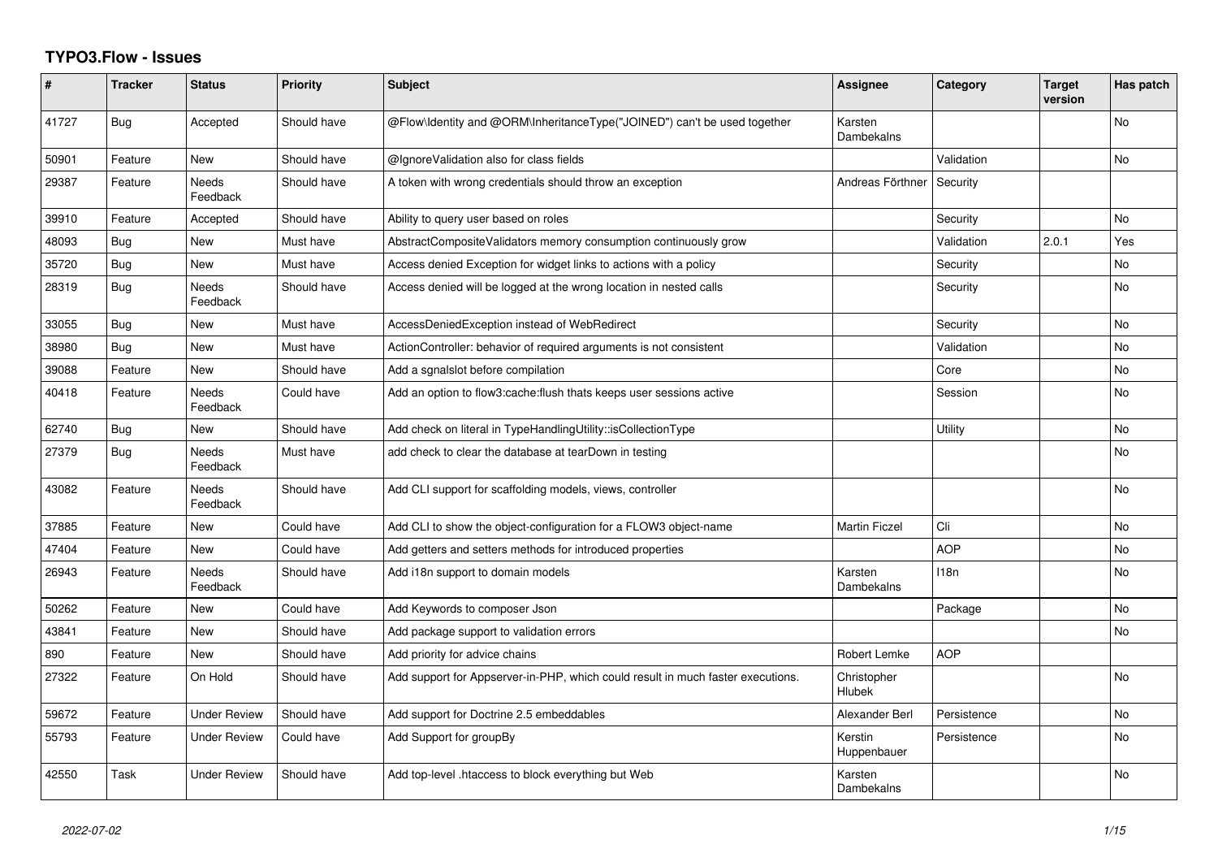# TYPO3.Flow - Issues

| # | Tracker | Status | Priority | Subject | Assignee | Category | Target version | Has patch |
|---|---|---|---|---|---|---|---|---|
| 41727 | Bug | Accepted | Should have | @Flow\Identity and @ORM\InheritanceType("JOINED") can't be used together | Karsten Dambekalns | | | No |
| 50901 | Feature | New | Should have | @IgnoreValidation also for class fields | | Validation | | No |
| 29387 | Feature | Needs Feedback | Should have | A token with wrong credentials should throw an exception | Andreas Förthner | Security | | |
| 39910 | Feature | Accepted | Should have | Ability to query user based on roles | | Security | | No |
| 48093 | Bug | New | Must have | AbstractCompositeValidators memory consumption continuously grow | | Validation | 2.0.1 | Yes |
| 35720 | Bug | New | Must have | Access denied Exception for widget links to actions with a policy | | Security | | No |
| 28319 | Bug | Needs Feedback | Should have | Access denied will be logged at the wrong location in nested calls | | Security | | No |
| 33055 | Bug | New | Must have | AccessDeniedException instead of WebRedirect | | Security | | No |
| 38980 | Bug | New | Must have | ActionController: behavior of required arguments is not consistent | | Validation | | No |
| 39088 | Feature | New | Should have | Add a sgnalslot before compilation | | Core | | No |
| 40418 | Feature | Needs Feedback | Could have | Add an option to flow3:cache:flush thats keeps user sessions active | | Session | | No |
| 62740 | Bug | New | Should have | Add check on literal in TypeHandlingUtility::isCollectionType | | Utility | | No |
| 27379 | Bug | Needs Feedback | Must have | add check to clear the database at tearDown in testing | | | | No |
| 43082 | Feature | Needs Feedback | Should have | Add CLI support for scaffolding models, views, controller | | | | No |
| 37885 | Feature | New | Could have | Add CLI to show the object-configuration for a FLOW3 object-name | Martin Ficzel | Cli | | No |
| 47404 | Feature | New | Could have | Add getters and setters methods for introduced properties | | AOP | | No |
| 26943 | Feature | Needs Feedback | Should have | Add i18n support to domain models | Karsten Dambekalns | I18n | | No |
| 50262 | Feature | New | Could have | Add Keywords to composer Json | | Package | | No |
| 43841 | Feature | New | Should have | Add package support to validation errors | | | | No |
| 890 | Feature | New | Should have | Add priority for advice chains | Robert Lemke | AOP | | |
| 27322 | Feature | On Hold | Should have | Add support for Appserver-in-PHP, which could result in much faster executions. | Christopher Hlubek | | | No |
| 59672 | Feature | Under Review | Should have | Add support for Doctrine 2.5 embeddables | Alexander Berl | Persistence | | No |
| 55793 | Feature | Under Review | Could have | Add Support for groupBy | Kerstin Huppenbauer | Persistence | | No |
| 42550 | Task | Under Review | Should have | Add top-level .htaccess to block everything but Web | Karsten Dambekalns | | | No |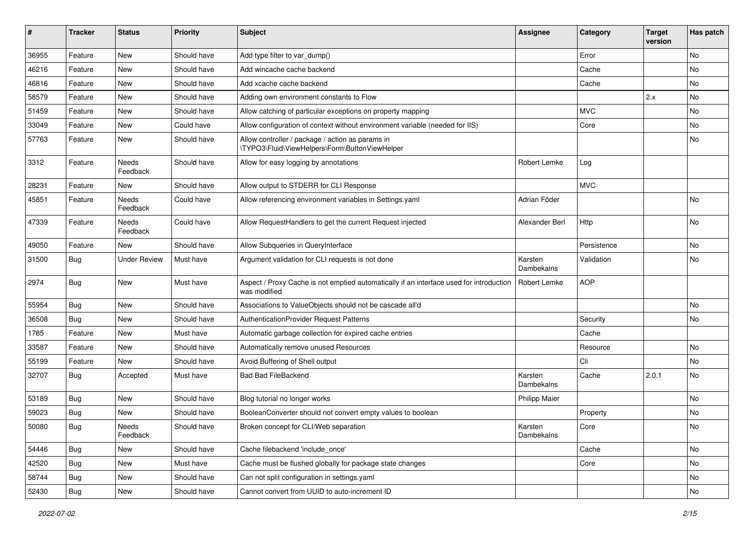| # | Tracker | Status | Priority | Subject | Assignee | Category | Target version | Has patch |
|---|---|---|---|---|---|---|---|---|
| 36955 | Feature | New | Should have | Add type filter to var_dump() | | Error | | No |
| 46216 | Feature | New | Should have | Add wincache cache backend | | Cache | | No |
| 46816 | Feature | New | Should have | Add xcache cache backend | | Cache | | No |
| 58579 | Feature | New | Should have | Adding own environment constants to Flow | | | 2.x | No |
| 51459 | Feature | New | Should have | Allow catching of particular exceptions on property mapping | | MVC | | No |
| 33049 | Feature | New | Could have | Allow configuration of context without environment variable (needed for IIS) | | Core | | No |
| 57763 | Feature | New | Should have | Allow controller / package / action as params in \TYPO3\Fluid\ViewHelpers\Form\ButtonViewHelper | | | | No |
| 3312 | Feature | Needs Feedback | Should have | Allow for easy logging by annotations | Robert Lemke | Log | | |
| 28231 | Feature | New | Should have | Allow output to STDERR for CLI Response | | MVC | | |
| 45851 | Feature | Needs Feedback | Could have | Allow referencing environment variables in Settings.yaml | Adrian Föder | | | No |
| 47339 | Feature | Needs Feedback | Could have | Allow RequestHandlers to get the current Request injected | Alexander Berl | Http | | No |
| 49050 | Feature | New | Should have | Allow Subqueries in QueryInterface | | Persistence | | No |
| 31500 | Bug | Under Review | Must have | Argument validation for CLI requests is not done | Karsten Dambekalns | Validation | | No |
| 2974 | Bug | New | Must have | Aspect / Proxy Cache is not emptied automatically if an interface used for introduction was modified | Robert Lemke | AOP | | |
| 55954 | Bug | New | Should have | Associations to ValueObjects should not be cascade all'd | | | | No |
| 36508 | Bug | New | Should have | AuthenticationProvider Request Patterns | | Security | | No |
| 1785 | Feature | New | Must have | Automatic garbage collection for expired cache entries | | Cache | | |
| 33587 | Feature | New | Should have | Automatically remove unused Resources | | Resource | | No |
| 55199 | Feature | New | Should have | Avoid Buffering of Shell output | | Cli | | No |
| 32707 | Bug | Accepted | Must have | Bad Bad FileBackend | Karsten Dambekalns | Cache | 2.0.1 | No |
| 53189 | Bug | New | Should have | Blog tutorial no longer works | Philipp Maier | | | No |
| 59023 | Bug | New | Should have | BooleanConverter should not convert empty values to boolean | | Property | | No |
| 50080 | Bug | Needs Feedback | Should have | Broken concept for CLI/Web separation | Karsten Dambekalns | Core | | No |
| 54446 | Bug | New | Should have | Cache filebackend 'include_once' | | Cache | | No |
| 42520 | Bug | New | Must have | Cache must be flushed globally for package state changes | | Core | | No |
| 58744 | Bug | New | Should have | Can not split configuration in settings.yaml | | | | No |
| 52430 | Bug | New | Should have | Cannot convert from UUID to auto-increment ID | | | | No |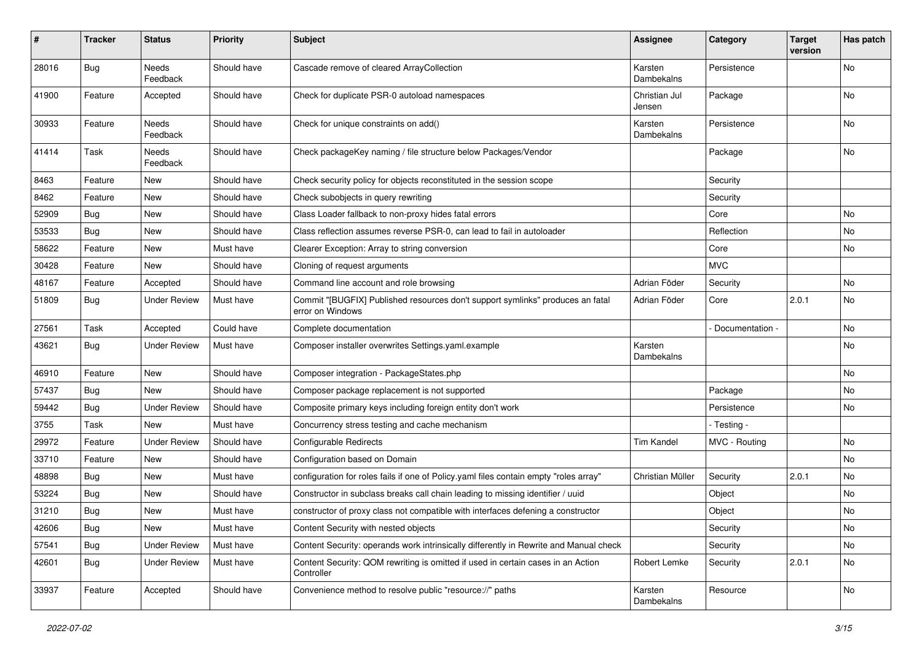| # | Tracker | Status | Priority | Subject | Assignee | Category | Target version | Has patch |
|---|---|---|---|---|---|---|---|---|
| 28016 | Bug | Needs Feedback | Should have | Cascade remove of cleared ArrayCollection | Karsten Dambekalns | Persistence | | No |
| 41900 | Feature | Accepted | Should have | Check for duplicate PSR-0 autoload namespaces | Christian Jul Jensen | Package | | No |
| 30933 | Feature | Needs Feedback | Should have | Check for unique constraints on add() | Karsten Dambekalns | Persistence | | No |
| 41414 | Task | Needs Feedback | Should have | Check packageKey naming / file structure below Packages/Vendor | | Package | | No |
| 8463 | Feature | New | Should have | Check security policy for objects reconstituted in the session scope | | Security | | |
| 8462 | Feature | New | Should have | Check subobjects in query rewriting | | Security | | |
| 52909 | Bug | New | Should have | Class Loader fallback to non-proxy hides fatal errors | | Core | | No |
| 53533 | Bug | New | Should have | Class reflection assumes reverse PSR-0, can lead to fail in autoloader | | Reflection | | No |
| 58622 | Feature | New | Must have | Clearer Exception: Array to string conversion | | Core | | No |
| 30428 | Feature | New | Should have | Cloning of request arguments | | MVC | | |
| 48167 | Feature | Accepted | Should have | Command line account and role browsing | Adrian Föder | Security | | No |
| 51809 | Bug | Under Review | Must have | Commit "[BUGFIX] Published resources don't support symlinks" produces an fatal error on Windows | Adrian Föder | Core | 2.0.1 | No |
| 27561 | Task | Accepted | Could have | Complete documentation | | - Documentation - | | No |
| 43621 | Bug | Under Review | Must have | Composer installer overwrites Settings.yaml.example | Karsten Dambekalns | | | No |
| 46910 | Feature | New | Should have | Composer integration - PackageStates.php | | | | No |
| 57437 | Bug | New | Should have | Composer package replacement is not supported | | Package | | No |
| 59442 | Bug | Under Review | Should have | Composite primary keys including foreign entity don't work | | Persistence | | No |
| 3755 | Task | New | Must have | Concurrency stress testing and cache mechanism | | - Testing - | | |
| 29972 | Feature | Under Review | Should have | Configurable Redirects | Tim Kandel | MVC - Routing | | No |
| 33710 | Feature | New | Should have | Configuration based on Domain | | | | No |
| 48898 | Bug | New | Must have | configuration for roles fails if one of Policy.yaml files contain empty "roles array" | Christian Müller | Security | 2.0.1 | No |
| 53224 | Bug | New | Should have | Constructor in subclass breaks call chain leading to missing identifier / uuid | | Object | | No |
| 31210 | Bug | New | Must have | constructor of proxy class not compatible with interfaces defening a constructor | | Object | | No |
| 42606 | Bug | New | Must have | Content Security with nested objects | | Security | | No |
| 57541 | Bug | Under Review | Must have | Content Security: operands work intrinsically differently in Rewrite and Manual check | | Security | | No |
| 42601 | Bug | Under Review | Must have | Content Security: QOM rewriting is omitted if used in certain cases in an Action Controller | Robert Lemke | Security | 2.0.1 | No |
| 33937 | Feature | Accepted | Should have | Convenience method to resolve public "resource://" paths | Karsten Dambekalns | Resource | | No |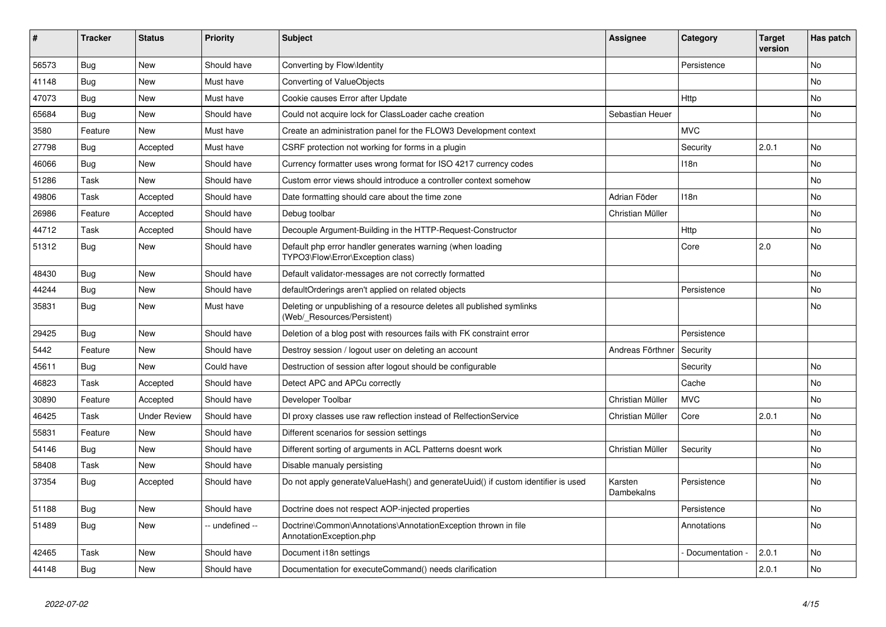| # | Tracker | Status | Priority | Subject | Assignee | Category | Target version | Has patch |
|---|---|---|---|---|---|---|---|---|
| 56573 | Bug | New | Should have | Converting by Flow\Identity | | Persistence | | No |
| 41148 | Bug | New | Must have | Converting of ValueObjects | | | | No |
| 47073 | Bug | New | Must have | Cookie causes Error after Update | | Http | | No |
| 65684 | Bug | New | Should have | Could not acquire lock for ClassLoader cache creation | Sebastian Heuer | | | No |
| 3580 | Feature | New | Must have | Create an administration panel for the FLOW3 Development context | | MVC | | |
| 27798 | Bug | Accepted | Must have | CSRF protection not working for forms in a plugin | | Security | 2.0.1 | No |
| 46066 | Bug | New | Should have | Currency formatter uses wrong format for ISO 4217 currency codes | | I18n | | No |
| 51286 | Task | New | Should have | Custom error views should introduce a controller context somehow | | | | No |
| 49806 | Task | Accepted | Should have | Date formatting should care about the time zone | Adrian Föder | I18n | | No |
| 26986 | Feature | Accepted | Should have | Debug toolbar | Christian Müller | | | No |
| 44712 | Task | Accepted | Should have | Decouple Argument-Building in the HTTP-Request-Constructor | | Http | | No |
| 51312 | Bug | New | Should have | Default php error handler generates warning (when loading TYPO3\Flow\Error\Exception class) | | Core | 2.0 | No |
| 48430 | Bug | New | Should have | Default validator-messages are not correctly formatted | | | | No |
| 44244 | Bug | New | Should have | defaultOrderings aren't applied on related objects | | Persistence | | No |
| 35831 | Bug | New | Must have | Deleting or unpublishing of a resource deletes all published symlinks (Web/_Resources/Persistent) | | | | No |
| 29425 | Bug | New | Should have | Deletion of a blog post with resources fails with FK constraint error | | Persistence | | |
| 5442 | Feature | New | Should have | Destroy session / logout user on deleting an account | Andreas Förthner | Security | | |
| 45611 | Bug | New | Could have | Destruction of session after logout should be configurable | | Security | | No |
| 46823 | Task | Accepted | Should have | Detect APC and APCu correctly | | Cache | | No |
| 30890 | Feature | Accepted | Should have | Developer Toolbar | Christian Müller | MVC | | No |
| 46425 | Task | Under Review | Should have | DI proxy classes use raw reflection instead of RelfectionService | Christian Müller | Core | 2.0.1 | No |
| 55831 | Feature | New | Should have | Different scenarios for session settings | | | | No |
| 54146 | Bug | New | Should have | Different sorting of arguments in ACL Patterns doesnt work | Christian Müller | Security | | No |
| 58408 | Task | New | Should have | Disable manualy persisting | | | | No |
| 37354 | Bug | Accepted | Should have | Do not apply generateValueHash() and generateUuid() if custom identifier is used | Karsten Dambekalns | Persistence | | No |
| 51188 | Bug | New | Should have | Doctrine does not respect AOP-injected properties | | Persistence | | No |
| 51489 | Bug | New | -- undefined -- | Doctrine\Common\Annotations\AnnotationException thrown in file AnnotationException.php | | Annotations | | No |
| 42465 | Task | New | Should have | Document i18n settings | | - Documentation - | 2.0.1 | No |
| 44148 | Bug | New | Should have | Documentation for executeCommand() needs clarification | | | 2.0.1 | No |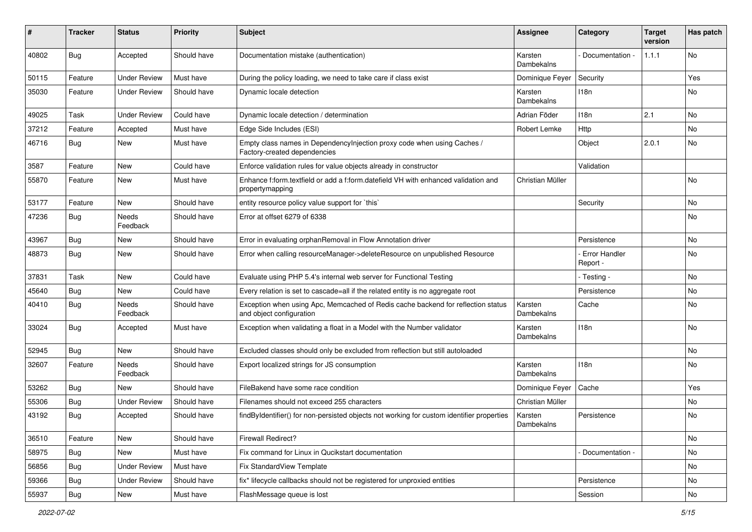| # | Tracker | Status | Priority | Subject | Assignee | Category | Target version | Has patch |
|---|---|---|---|---|---|---|---|---|
| 40802 | Bug | Accepted | Should have | Documentation mistake (authentication) | Karsten Dambekalns | - Documentation - | 1.1.1 | No |
| 50115 | Feature | Under Review | Must have | During the policy loading, we need to take care if class exist | Dominique Feyer | Security | | Yes |
| 35030 | Feature | Under Review | Should have | Dynamic locale detection | Karsten Dambekalns | I18n | | No |
| 49025 | Task | Under Review | Could have | Dynamic locale detection / determination | Adrian Föder | I18n | 2.1 | No |
| 37212 | Feature | Accepted | Must have | Edge Side Includes (ESI) | Robert Lemke | Http | | No |
| 46716 | Bug | New | Must have | Empty class names in DependencyInjection proxy code when using Caches / Factory-created dependencies | | Object | 2.0.1 | No |
| 3587 | Feature | New | Could have | Enforce validation rules for value objects already in constructor | | Validation | | |
| 55870 | Feature | New | Must have | Enhance f:form.textfield or add a f:form.datefield VH with enhanced validation and propertymapping | Christian Müller | | | No |
| 53177 | Feature | New | Should have | entity resource policy value support for `this` | | Security | | No |
| 47236 | Bug | Needs Feedback | Should have | Error at offset 6279 of 6338 | | | | No |
| 43967 | Bug | New | Should have | Error in evaluating orphanRemoval in Flow Annotation driver | | Persistence | | No |
| 48873 | Bug | New | Should have | Error when calling resourceManager->deleteResource on unpublished Resource | | - Error Handler Report - | | No |
| 37831 | Task | New | Could have | Evaluate using PHP 5.4's internal web server for Functional Testing | | - Testing - | | No |
| 45640 | Bug | New | Could have | Every relation is set to cascade=all if the related entity is no aggregate root | | Persistence | | No |
| 40410 | Bug | Needs Feedback | Should have | Exception when using Apc, Memcached of Redis cache backend for reflection status and object configuration | Karsten Dambekalns | Cache | | No |
| 33024 | Bug | Accepted | Must have | Exception when validating a float in a Model with the Number validator | Karsten Dambekalns | I18n | | No |
| 52945 | Bug | New | Should have | Excluded classes should only be excluded from reflection but still autoloaded | | | | No |
| 32607 | Feature | Needs Feedback | Should have | Export localized strings for JS consumption | Karsten Dambekalns | I18n | | No |
| 53262 | Bug | New | Should have | FileBakend have some race condition | Dominique Feyer | Cache | | Yes |
| 55306 | Bug | Under Review | Should have | Filenames should not exceed 255 characters | Christian Müller | | | No |
| 43192 | Bug | Accepted | Should have | findByIdentifier() for non-persisted objects not working for custom identifier properties | Karsten Dambekalns | Persistence | | No |
| 36510 | Feature | New | Should have | Firewall Redirect? | | | | No |
| 58975 | Bug | New | Must have | Fix command for Linux in Qucikstart documentation | | - Documentation - | | No |
| 56856 | Bug | Under Review | Must have | Fix StandardView Template | | | | No |
| 59366 | Bug | Under Review | Should have | fix* lifecycle callbacks should not be registered for unproxied entities | | Persistence | | No |
| 55937 | Bug | New | Must have | FlashMessage queue is lost | | Session | | No |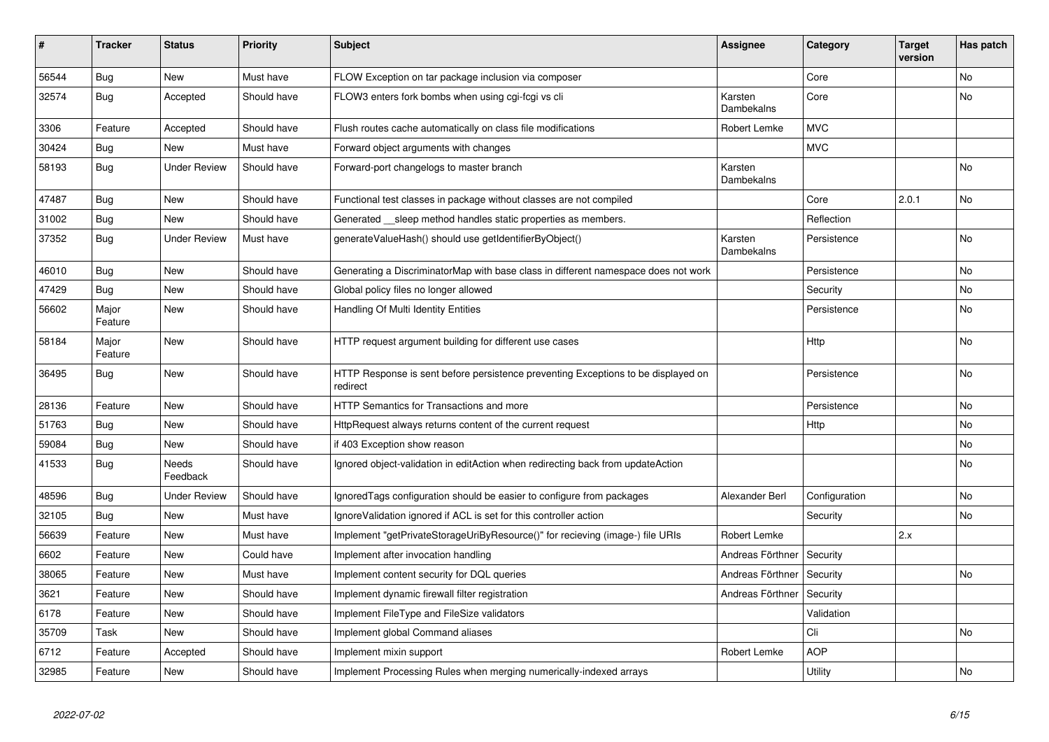| # | Tracker | Status | Priority | Subject | Assignee | Category | Target version | Has patch |
|---|---|---|---|---|---|---|---|---|
| 56544 | Bug | New | Must have | FLOW Exception on tar package inclusion via composer | | Core | | No |
| 32574 | Bug | Accepted | Should have | FLOW3 enters fork bombs when using cgi-fcgi vs cli | Karsten Dambekalns | Core | | No |
| 3306 | Feature | Accepted | Should have | Flush routes cache automatically on class file modifications | Robert Lemke | MVC | | |
| 30424 | Bug | New | Must have | Forward object arguments with changes | | MVC | | |
| 58193 | Bug | Under Review | Should have | Forward-port changelogs to master branch | Karsten Dambekalns | | | No |
| 47487 | Bug | New | Should have | Functional test classes in package without classes are not compiled | | Core | 2.0.1 | No |
| 31002 | Bug | New | Should have | Generated __sleep method handles static properties as members. | | Reflection | | |
| 37352 | Bug | Under Review | Must have | generateValueHash() should use getIdentifierByObject() | Karsten Dambekalns | Persistence | | No |
| 46010 | Bug | New | Should have | Generating a DiscriminatorMap with base class in different namespace does not work | | Persistence | | No |
| 47429 | Bug | New | Should have | Global policy files no longer allowed | | Security | | No |
| 56602 | Major Feature | New | Should have | Handling Of Multi Identity Entities | | Persistence | | No |
| 58184 | Major Feature | New | Should have | HTTP request argument building for different use cases | | Http | | No |
| 36495 | Bug | New | Should have | HTTP Response is sent before persistence preventing Exceptions to be displayed on redirect | | Persistence | | No |
| 28136 | Feature | New | Should have | HTTP Semantics for Transactions and more | | Persistence | | No |
| 51763 | Bug | New | Should have | HttpRequest always returns content of the current request | | Http | | No |
| 59084 | Bug | New | Should have | if 403 Exception show reason | | | | No |
| 41533 | Bug | Needs Feedback | Should have | Ignored object-validation in editAction when redirecting back from updateAction | | | | No |
| 48596 | Bug | Under Review | Should have | IgnoredTags configuration should be easier to configure from packages | Alexander Berl | Configuration | | No |
| 32105 | Bug | New | Must have | IgnoreValidation ignored if ACL is set for this controller action | | Security | | No |
| 56639 | Feature | New | Must have | Implement "getPrivateStorageUriByResource()" for recieving (image-) file URIs | Robert Lemke | | 2.x | |
| 6602 | Feature | New | Could have | Implement after invocation handling | Andreas Förthner | Security | | |
| 38065 | Feature | New | Must have | Implement content security for DQL queries | Andreas Förthner | Security | | No |
| 3621 | Feature | New | Should have | Implement dynamic firewall filter registration | Andreas Förthner | Security | | |
| 6178 | Feature | New | Should have | Implement FileType and FileSize validators | | Validation | | |
| 35709 | Task | New | Should have | Implement global Command aliases | | Cli | | No |
| 6712 | Feature | Accepted | Should have | Implement mixin support | Robert Lemke | AOP | | |
| 32985 | Feature | New | Should have | Implement Processing Rules when merging numerically-indexed arrays | | Utility | | No |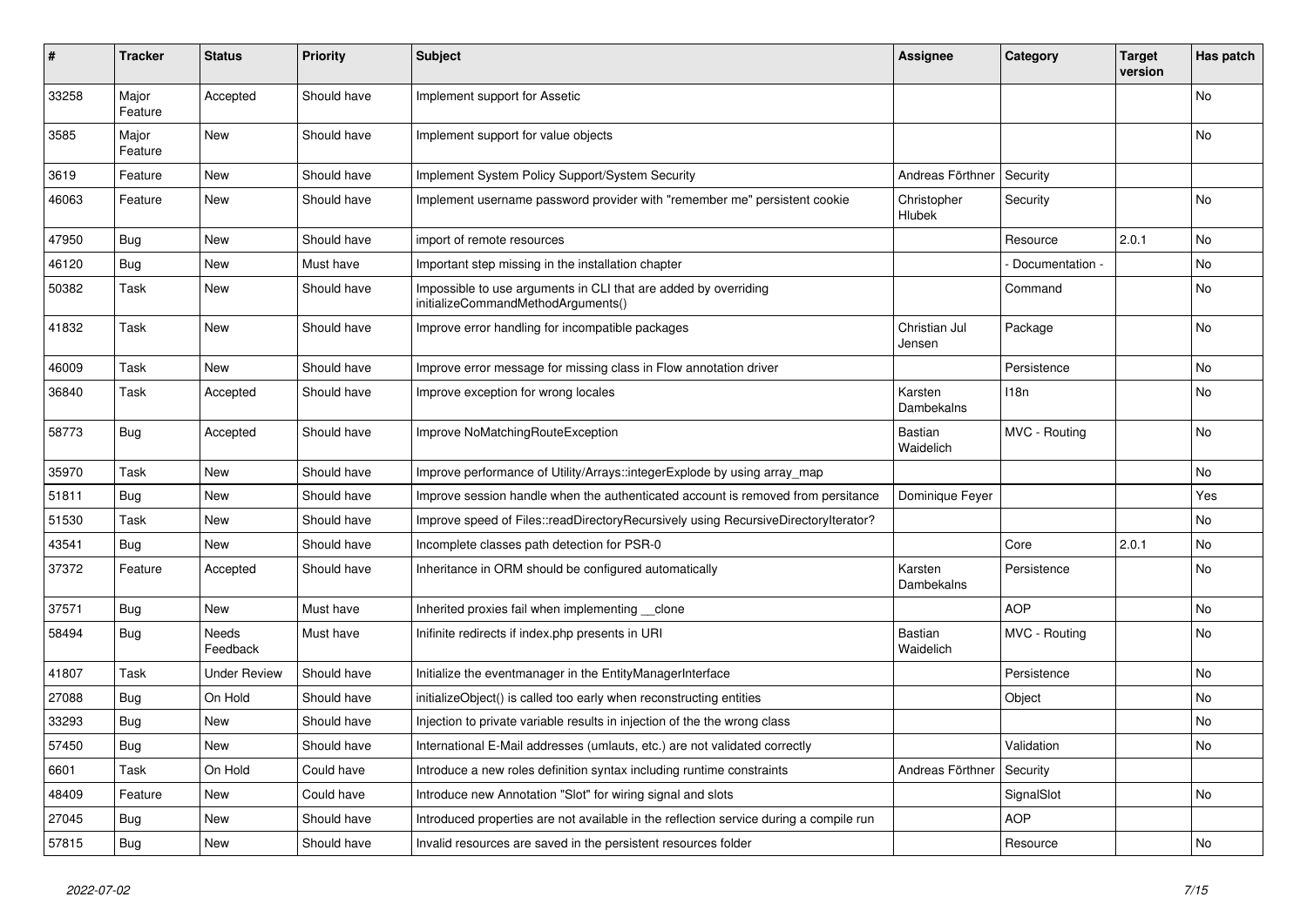| # | Tracker | Status | Priority | Subject | Assignee | Category | Target version | Has patch |
| --- | --- | --- | --- | --- | --- | --- | --- | --- |
| 33258 | Major Feature | Accepted | Should have | Implement support for Assetic | | | | No |
| 3585 | Major Feature | New | Should have | Implement support for value objects | | | | No |
| 3619 | Feature | New | Should have | Implement System Policy Support/System Security | Andreas Förthner | Security | | |
| 46063 | Feature | New | Should have | Implement username password provider with "remember me" persistent cookie | Christopher Hlubek | Security | | No |
| 47950 | Bug | New | Should have | import of remote resources | | Resource | 2.0.1 | No |
| 46120 | Bug | New | Must have | Important step missing in the installation chapter | | - Documentation - | | No |
| 50382 | Task | New | Should have | Impossible to use arguments in CLI that are added by overriding initializeCommandMethodArguments() | | Command | | No |
| 41832 | Task | New | Should have | Improve error handling for incompatible packages | Christian Jul Jensen | Package | | No |
| 46009 | Task | New | Should have | Improve error message for missing class in Flow annotation driver | | Persistence | | No |
| 36840 | Task | Accepted | Should have | Improve exception for wrong locales | Karsten Dambekalns | I18n | | No |
| 58773 | Bug | Accepted | Should have | Improve NoMatchingRouteException | Bastian Waidelich | MVC - Routing | | No |
| 35970 | Task | New | Should have | Improve performance of Utility/Arrays::integerExplode by using array_map | | | | No |
| 51811 | Bug | New | Should have | Improve session handle when the authenticated account is removed from persitance | Dominique Feyer | | | Yes |
| 51530 | Task | New | Should have | Improve speed of Files::readDirectoryRecursively using RecursiveDirectoryIterator? | | | | No |
| 43541 | Bug | New | Should have | Incomplete classes path detection for PSR-0 | | Core | 2.0.1 | No |
| 37372 | Feature | Accepted | Should have | Inheritance in ORM should be configured automatically | Karsten Dambekalns | Persistence | | No |
| 37571 | Bug | New | Must have | Inherited proxies fail when implementing __clone | | AOP | | No |
| 58494 | Bug | Needs Feedback | Must have | Inifinite redirects if index.php presents in URI | Bastian Waidelich | MVC - Routing | | No |
| 41807 | Task | Under Review | Should have | Initialize the eventmanager in the EntityManagerInterface | | Persistence | | No |
| 27088 | Bug | On Hold | Should have | initializeObject() is called too early when reconstructing entities | | Object | | No |
| 33293 | Bug | New | Should have | Injection to private variable results in injection of the the wrong class | | | | No |
| 57450 | Bug | New | Should have | International E-Mail addresses (umlauts, etc.) are not validated correctly | | Validation | | No |
| 6601 | Task | On Hold | Could have | Introduce a new roles definition syntax including runtime constraints | Andreas Förthner | Security | | |
| 48409 | Feature | New | Could have | Introduce new Annotation "Slot" for wiring signal and slots | | SignalSlot | | No |
| 27045 | Bug | New | Should have | Introduced properties are not available in the reflection service during a compile run | | AOP | | |
| 57815 | Bug | New | Should have | Invalid resources are saved in the persistent resources folder | | Resource | | No |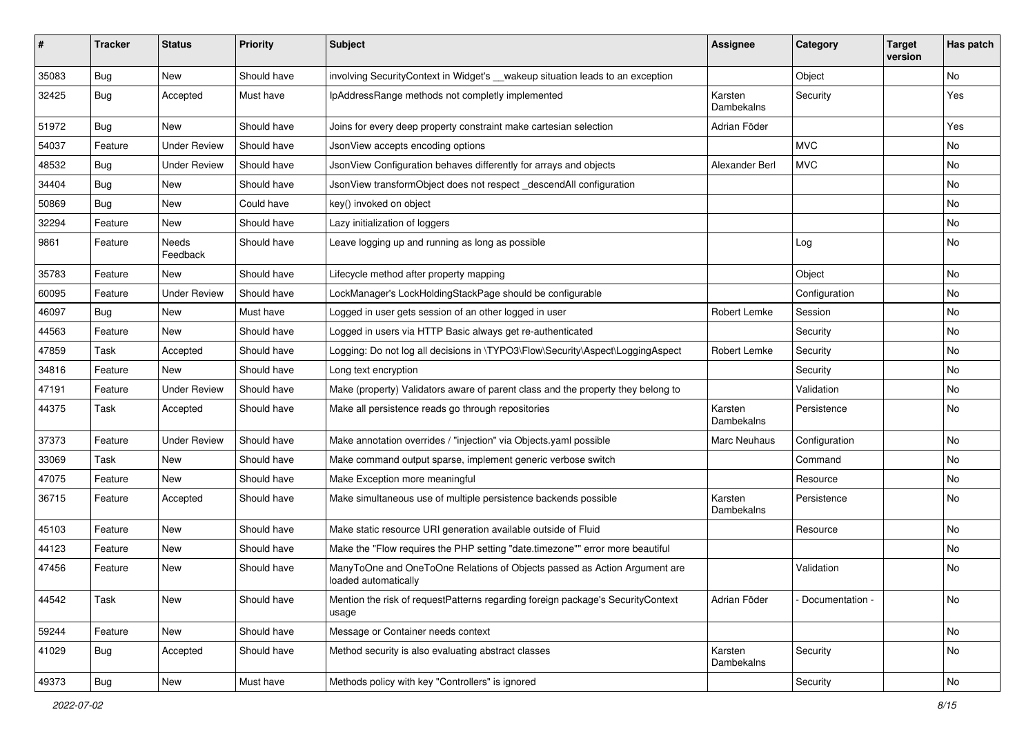| # | Tracker | Status | Priority | Subject | Assignee | Category | Target version | Has patch |
|---|---|---|---|---|---|---|---|---|
| 35083 | Bug | New | Should have | involving SecurityContext in Widget's __wakeup situation leads to an exception | | Object | | No |
| 32425 | Bug | Accepted | Must have | IpAddressRange methods not completly implemented | Karsten Dambekalns | Security | | Yes |
| 51972 | Bug | New | Should have | Joins for every deep property constraint make cartesian selection | Adrian Föder | | | Yes |
| 54037 | Feature | Under Review | Should have | JsonView accepts encoding options | | MVC | | No |
| 48532 | Bug | Under Review | Should have | JsonView Configuration behaves differently for arrays and objects | Alexander Berl | MVC | | No |
| 34404 | Bug | New | Should have | JsonView transformObject does not respect _descendAll configuration | | | | No |
| 50869 | Bug | New | Could have | key() invoked on object | | | | No |
| 32294 | Feature | New | Should have | Lazy initialization of loggers | | | | No |
| 9861 | Feature | Needs Feedback | Should have | Leave logging up and running as long as possible | | Log | | No |
| 35783 | Feature | New | Should have | Lifecycle method after property mapping | | Object | | No |
| 60095 | Feature | Under Review | Should have | LockManager's LockHoldingStackPage should be configurable | | Configuration | | No |
| 46097 | Bug | New | Must have | Logged in user gets session of an other logged in user | Robert Lemke | Session | | No |
| 44563 | Feature | New | Should have | Logged in users via HTTP Basic always get re-authenticated | | Security | | No |
| 47859 | Task | Accepted | Should have | Logging: Do not log all decisions in \TYPO3\Flow\Security\Aspect\LoggingAspect | Robert Lemke | Security | | No |
| 34816 | Feature | New | Should have | Long text encryption | | Security | | No |
| 47191 | Feature | Under Review | Should have | Make (property) Validators aware of parent class and the property they belong to | | Validation | | No |
| 44375 | Task | Accepted | Should have | Make all persistence reads go through repositories | Karsten Dambekalns | Persistence | | No |
| 37373 | Feature | Under Review | Should have | Make annotation overrides / "injection" via Objects.yaml possible | Marc Neuhaus | Configuration | | No |
| 33069 | Task | New | Should have | Make command output sparse, implement generic verbose switch | | Command | | No |
| 47075 | Feature | New | Should have | Make Exception more meaningful | | Resource | | No |
| 36715 | Feature | Accepted | Should have | Make simultaneous use of multiple persistence backends possible | Karsten Dambekalns | Persistence | | No |
| 45103 | Feature | New | Should have | Make static resource URI generation available outside of Fluid | | Resource | | No |
| 44123 | Feature | New | Should have | Make the "Flow requires the PHP setting "date.timezone"" error more beautiful | | | | No |
| 47456 | Feature | New | Should have | ManyToOne and OneToOne Relations of Objects passed as Action Argument are loaded automatically | | Validation | | No |
| 44542 | Task | New | Should have | Mention the risk of requestPatterns regarding foreign package's SecurityContext usage | Adrian Föder | - Documentation - | | No |
| 59244 | Feature | New | Should have | Message or Container needs context | | | | No |
| 41029 | Bug | Accepted | Should have | Method security is also evaluating abstract classes | Karsten Dambekalns | Security | | No |
| 49373 | Bug | New | Must have | Methods policy with key "Controllers" is ignored | | Security | | No |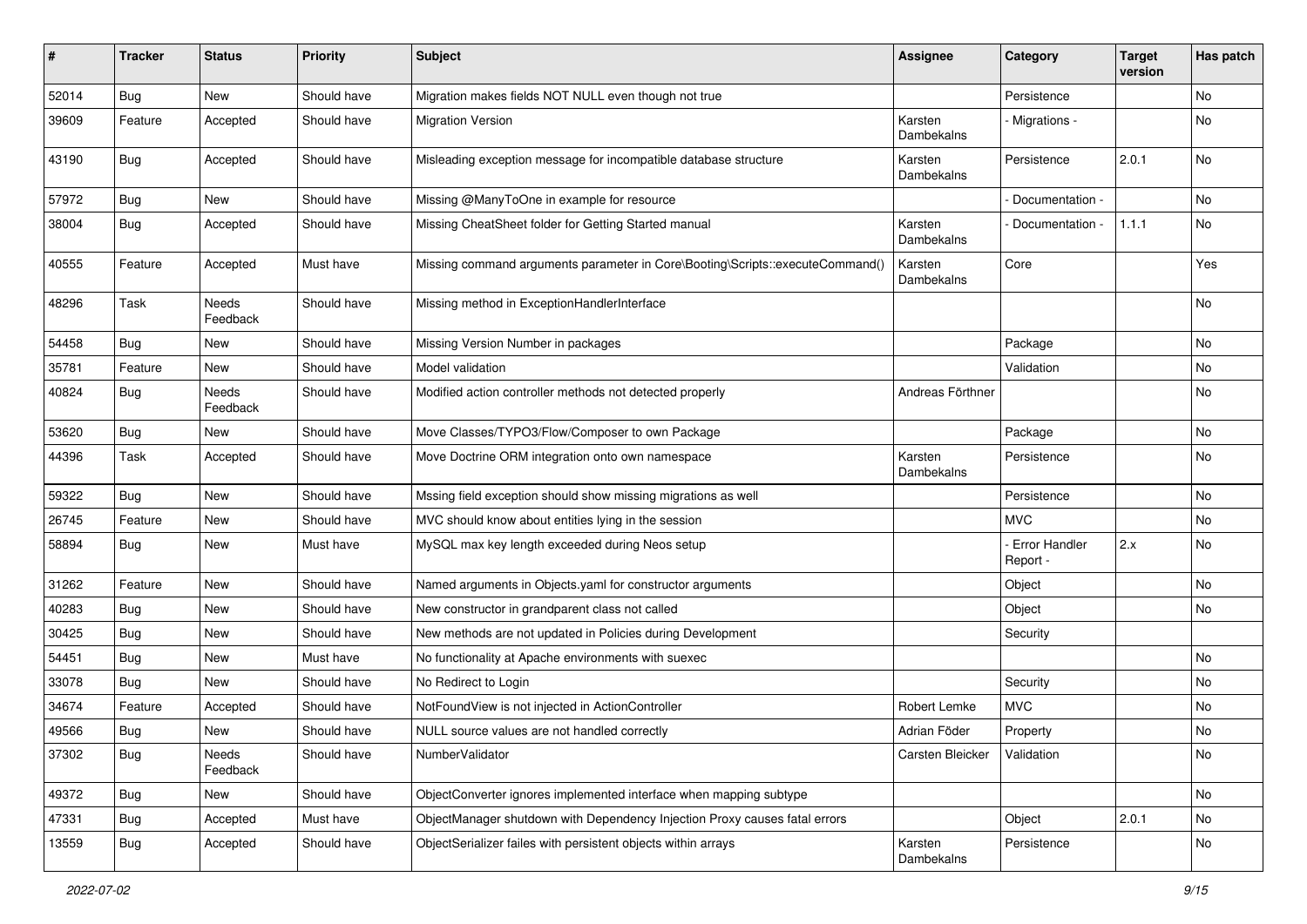| # | Tracker | Status | Priority | Subject | Assignee | Category | Target version | Has patch |
|---|---|---|---|---|---|---|---|---|
| 52014 | Bug | New | Should have | Migration makes fields NOT NULL even though not true | | Persistence | | No |
| 39609 | Feature | Accepted | Should have | Migration Version | Karsten Dambekalns | - Migrations - | | No |
| 43190 | Bug | Accepted | Should have | Misleading exception message for incompatible database structure | Karsten Dambekalns | Persistence | 2.0.1 | No |
| 57972 | Bug | New | Should have | Missing @ManyToOne in example for resource | | - Documentation - | | No |
| 38004 | Bug | Accepted | Should have | Missing CheatSheet folder for Getting Started manual | Karsten Dambekalns | - Documentation - | 1.1.1 | No |
| 40555 | Feature | Accepted | Must have | Missing command arguments parameter in Core\Booting\Scripts::executeCommand() | Karsten Dambekalns | Core | | Yes |
| 48296 | Task | Needs Feedback | Should have | Missing method in ExceptionHandlerInterface | | | | No |
| 54458 | Bug | New | Should have | Missing Version Number in packages | | Package | | No |
| 35781 | Feature | New | Should have | Model validation | | Validation | | No |
| 40824 | Bug | Needs Feedback | Should have | Modified action controller methods not detected properly | Andreas Förthner | | | No |
| 53620 | Bug | New | Should have | Move Classes/TYPO3/Flow/Composer to own Package | | Package | | No |
| 44396 | Task | Accepted | Should have | Move Doctrine ORM integration onto own namespace | Karsten Dambekalns | Persistence | | No |
| 59322 | Bug | New | Should have | Mssing field exception should show missing migrations as well | | Persistence | | No |
| 26745 | Feature | New | Should have | MVC should know about entities lying in the session | | MVC | | No |
| 58894 | Bug | New | Must have | MySQL max key length exceeded during Neos setup | | - Error Handler Report - | 2.x | No |
| 31262 | Feature | New | Should have | Named arguments in Objects.yaml for constructor arguments | | Object | | No |
| 40283 | Bug | New | Should have | New constructor in grandparent class not called | | Object | | No |
| 30425 | Bug | New | Should have | New methods are not updated in Policies during Development | | Security | | |
| 54451 | Bug | New | Must have | No functionality at Apache environments with suexec | | | | No |
| 33078 | Bug | New | Should have | No Redirect to Login | | Security | | No |
| 34674 | Feature | Accepted | Should have | NotFoundView is not injected in ActionController | Robert Lemke | MVC | | No |
| 49566 | Bug | New | Should have | NULL source values are not handled correctly | Adrian Föder | Property | | No |
| 37302 | Bug | Needs Feedback | Should have | NumberValidator | Carsten Bleicker | Validation | | No |
| 49372 | Bug | New | Should have | ObjectConverter ignores implemented interface when mapping subtype | | | | No |
| 47331 | Bug | Accepted | Must have | ObjectManager shutdown with Dependency Injection Proxy causes fatal errors | | Object | 2.0.1 | No |
| 13559 | Bug | Accepted | Should have | ObjectSerializer failes with persistent objects within arrays | Karsten Dambekalns | Persistence | | No |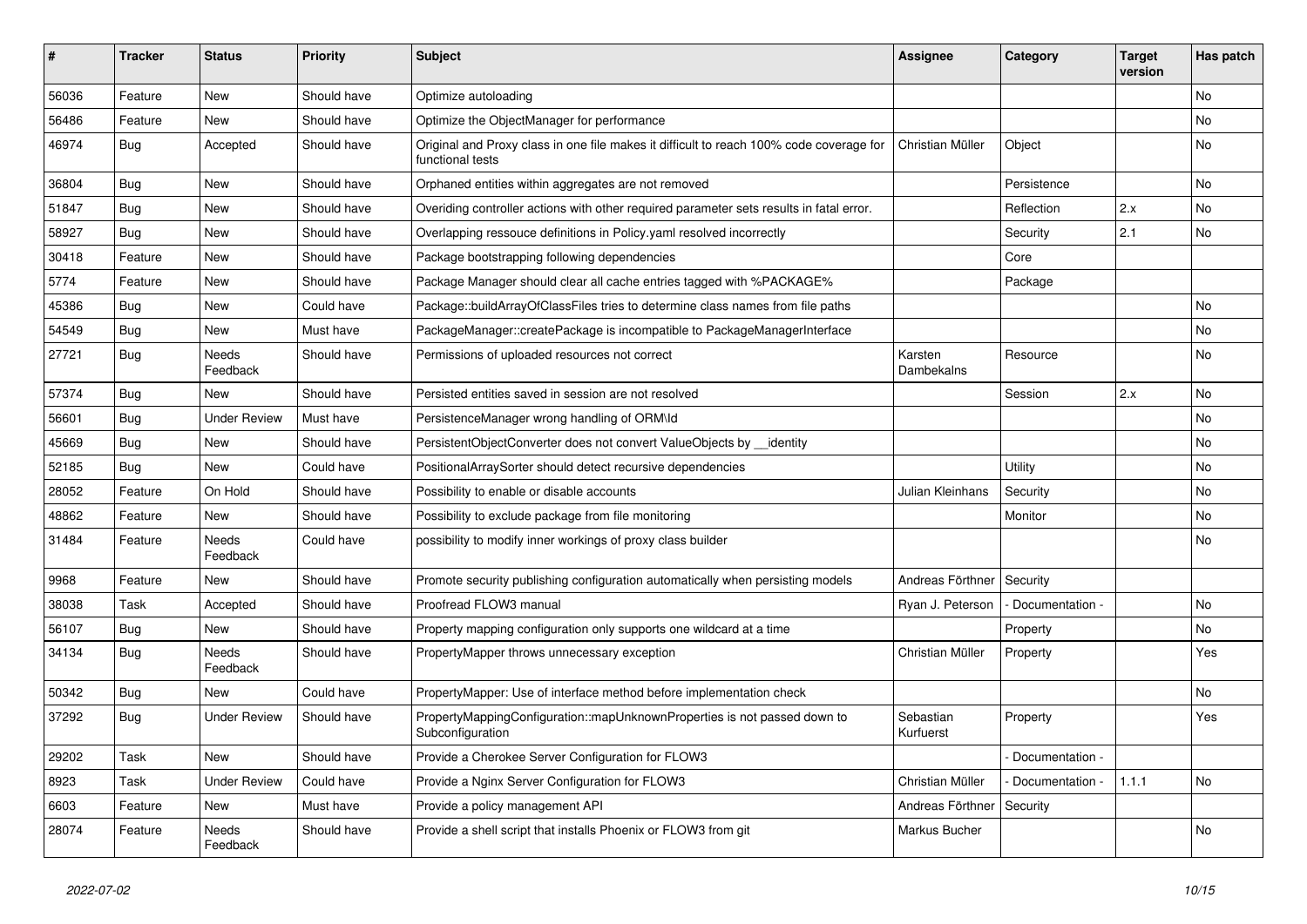| # | Tracker | Status | Priority | Subject | Assignee | Category | Target version | Has patch |
|---|---|---|---|---|---|---|---|---|
| 56036 | Feature | New | Should have | Optimize autoloading | | | | No |
| 56486 | Feature | New | Should have | Optimize the ObjectManager for performance | | | | No |
| 46974 | Bug | Accepted | Should have | Original and Proxy class in one file makes it difficult to reach 100% code coverage for functional tests | Christian Müller | Object | | No |
| 36804 | Bug | New | Should have | Orphaned entities within aggregates are not removed | | Persistence | | No |
| 51847 | Bug | New | Should have | Overiding controller actions with other required parameter sets results in fatal error. | | Reflection | 2.x | No |
| 58927 | Bug | New | Should have | Overlapping ressouce definitions in Policy.yaml resolved incorrectly | | Security | 2.1 | No |
| 30418 | Feature | New | Should have | Package bootstrapping following dependencies | | Core | | |
| 5774 | Feature | New | Should have | Package Manager should clear all cache entries tagged with %PACKAGE% | | Package | | |
| 45386 | Bug | New | Could have | Package::buildArrayOfClassFiles tries to determine class names from file paths | | | | No |
| 54549 | Bug | New | Must have | PackageManager::createPackage is incompatible to PackageManagerInterface | | | | No |
| 27721 | Bug | Needs Feedback | Should have | Permissions of uploaded resources not correct | Karsten Dambekalns | Resource | | No |
| 57374 | Bug | New | Should have | Persisted entities saved in session are not resolved | | Session | 2.x | No |
| 56601 | Bug | Under Review | Must have | PersistenceManager wrong handling of ORM\Id | | | | No |
| 45669 | Bug | New | Should have | PersistentObjectConverter does not convert ValueObjects by __identity | | | | No |
| 52185 | Bug | New | Could have | PositionalArraySorter should detect recursive dependencies | | Utility | | No |
| 28052 | Feature | On Hold | Should have | Possibility to enable or disable accounts | Julian Kleinhans | Security | | No |
| 48862 | Feature | New | Should have | Possibility to exclude package from file monitoring | | Monitor | | No |
| 31484 | Feature | Needs Feedback | Could have | possibility to modify inner workings of proxy class builder | | | | No |
| 9968 | Feature | New | Should have | Promote security publishing configuration automatically when persisting models | Andreas Förthner | Security | | |
| 38038 | Task | Accepted | Should have | Proofread FLOW3 manual | Ryan J. Peterson | - Documentation - | | No |
| 56107 | Bug | New | Should have | Property mapping configuration only supports one wildcard at a time | | Property | | No |
| 34134 | Bug | Needs Feedback | Should have | PropertyMapper throws unnecessary exception | Christian Müller | Property | | Yes |
| 50342 | Bug | New | Could have | PropertyMapper: Use of interface method before implementation check | | | | No |
| 37292 | Bug | Under Review | Should have | PropertyMappingConfiguration::mapUnknownProperties is not passed down to Subconfiguration | Sebastian Kurfuerst | Property | | Yes |
| 29202 | Task | New | Should have | Provide a Cherokee Server Configuration for FLOW3 | | - Documentation - | | |
| 8923 | Task | Under Review | Could have | Provide a Nginx Server Configuration for FLOW3 | Christian Müller | - Documentation - | 1.1.1 | No |
| 6603 | Feature | New | Must have | Provide a policy management API | Andreas Förthner | Security | | |
| 28074 | Feature | Needs Feedback | Should have | Provide a shell script that installs Phoenix or FLOW3 from git | Markus Bucher | | | No |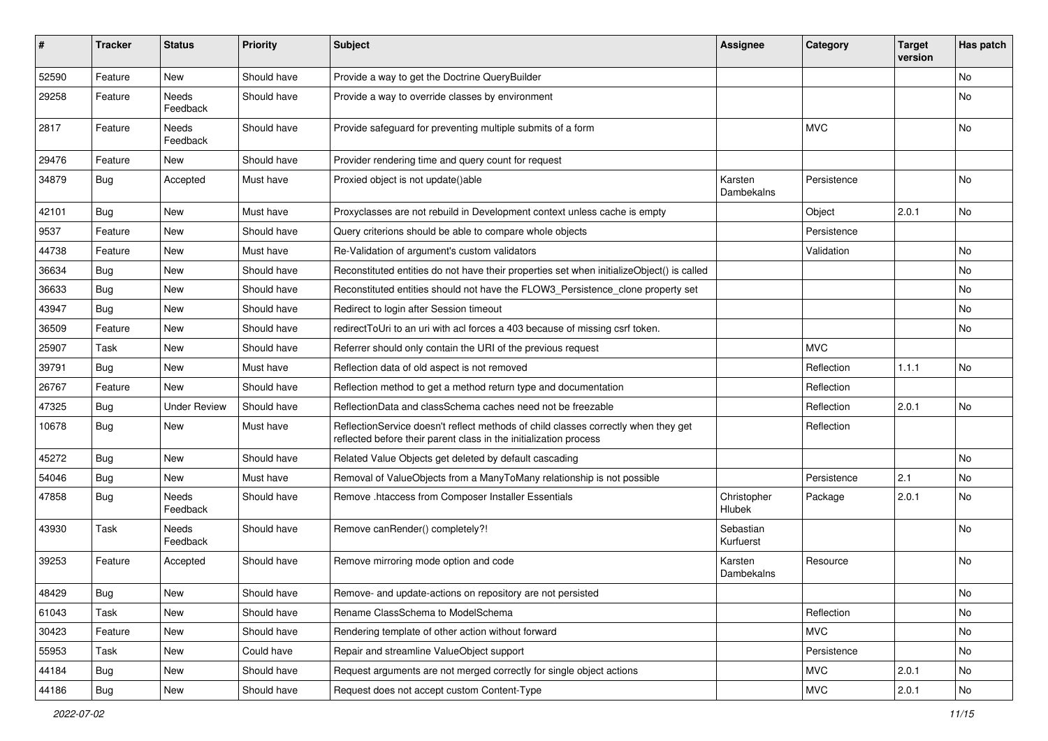| # | Tracker | Status | Priority | Subject | Assignee | Category | Target version | Has patch |
|---|---|---|---|---|---|---|---|---|
| 52590 | Feature | New | Should have | Provide a way to get the Doctrine QueryBuilder | | | | No |
| 29258 | Feature | Needs Feedback | Should have | Provide a way to override classes by environment | | | | No |
| 2817 | Feature | Needs Feedback | Should have | Provide safeguard for preventing multiple submits of a form | | MVC | | No |
| 29476 | Feature | New | Should have | Provider rendering time and query count for request | | | | |
| 34879 | Bug | Accepted | Must have | Proxied object is not update()able | Karsten Dambekalns | Persistence | | No |
| 42101 | Bug | New | Must have | Proxyclasses are not rebuild in Development context unless cache is empty | | Object | 2.0.1 | No |
| 9537 | Feature | New | Should have | Query criterions should be able to compare whole objects | | Persistence | | |
| 44738 | Feature | New | Must have | Re-Validation of argument's custom validators | | Validation | | No |
| 36634 | Bug | New | Should have | Reconstituted entities do not have their properties set when initializeObject() is called | | | | No |
| 36633 | Bug | New | Should have | Reconstituted entities should not have the FLOW3_Persistence_clone property set | | | | No |
| 43947 | Bug | New | Should have | Redirect to login after Session timeout | | | | No |
| 36509 | Feature | New | Should have | redirectToUri to an uri with acl forces a 403 because of missing csrf token. | | | | No |
| 25907 | Task | New | Should have | Referrer should only contain the URI of the previous request | | MVC | | |
| 39791 | Bug | New | Must have | Reflection data of old aspect is not removed | | Reflection | 1.1.1 | No |
| 26767 | Feature | New | Should have | Reflection method to get a method return type and documentation | | Reflection | | |
| 47325 | Bug | Under Review | Should have | ReflectionData and classSchema caches need not be freezable | | Reflection | 2.0.1 | No |
| 10678 | Bug | New | Must have | ReflectionService doesn't reflect methods of child classes correctly when they get reflected before their parent class in the initialization process | | Reflection | | |
| 45272 | Bug | New | Should have | Related Value Objects get deleted by default cascading | | | | No |
| 54046 | Bug | New | Must have | Removal of ValueObjects from a ManyToMany relationship is not possible | | Persistence | 2.1 | No |
| 47858 | Bug | Needs Feedback | Should have | Remove .htaccess from Composer Installer Essentials | Christopher Hlubek | Package | 2.0.1 | No |
| 43930 | Task | Needs Feedback | Should have | Remove canRender() completely?! | Sebastian Kurfuerst | | | No |
| 39253 | Feature | Accepted | Should have | Remove mirroring mode option and code | Karsten Dambekalns | Resource | | No |
| 48429 | Bug | New | Should have | Remove- and update-actions on repository are not persisted | | | | No |
| 61043 | Task | New | Should have | Rename ClassSchema to ModelSchema | | Reflection | | No |
| 30423 | Feature | New | Should have | Rendering template of other action without forward | | MVC | | No |
| 55953 | Task | New | Could have | Repair and streamline ValueObject support | | Persistence | | No |
| 44184 | Bug | New | Should have | Request arguments are not merged correctly for single object actions | | MVC | 2.0.1 | No |
| 44186 | Bug | New | Should have | Request does not accept custom Content-Type | | MVC | 2.0.1 | No |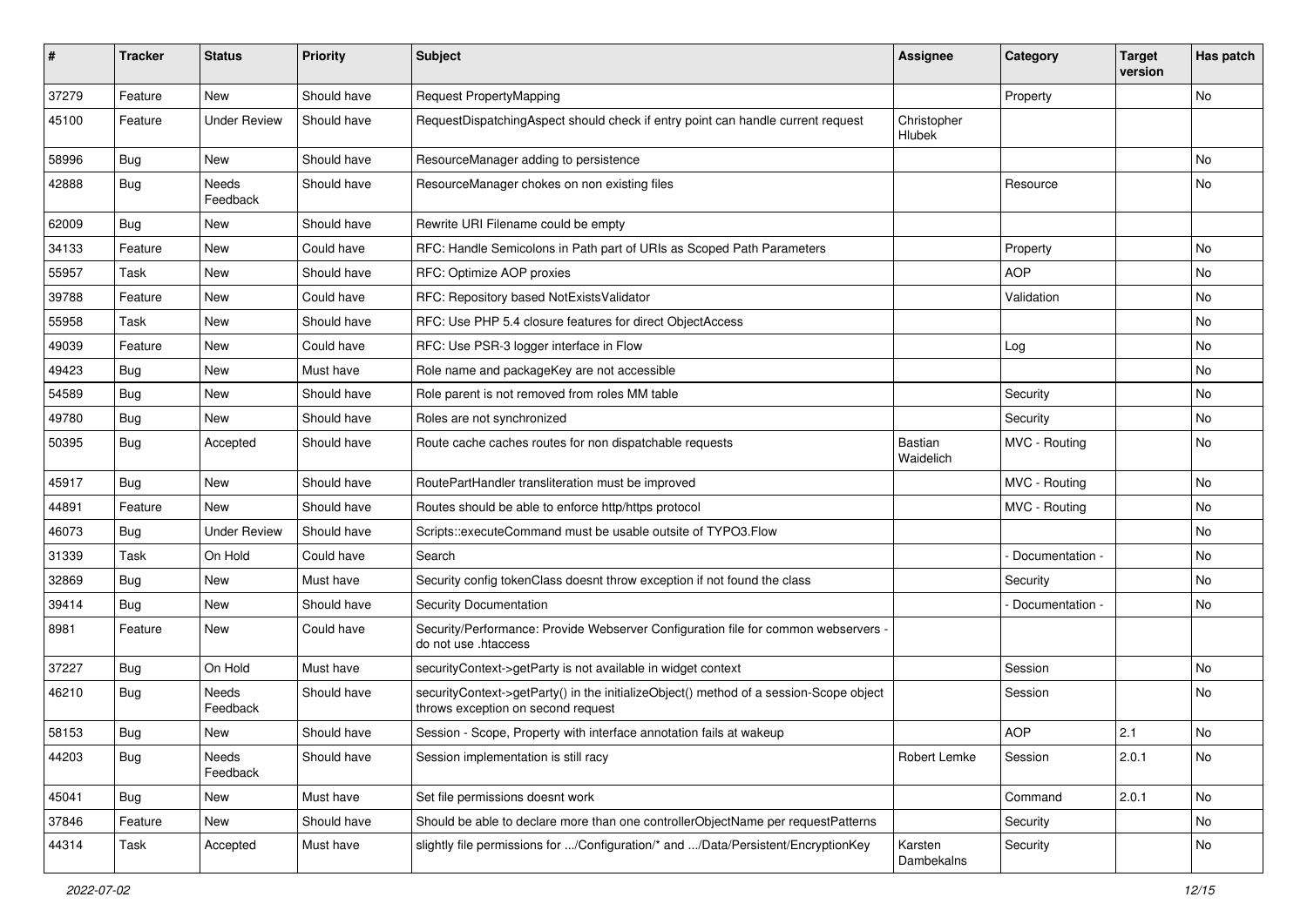| # | Tracker | Status | Priority | Subject | Assignee | Category | Target version | Has patch |
|---|---|---|---|---|---|---|---|---|
| 37279 | Feature | New | Should have | Request PropertyMapping | | Property | | No |
| 45100 | Feature | Under Review | Should have | RequestDispatchingAspect should check if entry point can handle current request | Christopher Hlubek | | | |
| 58996 | Bug | New | Should have | ResourceManager adding to persistence | | | | No |
| 42888 | Bug | Needs Feedback | Should have | ResourceManager chokes on non existing files | | Resource | | No |
| 62009 | Bug | New | Should have | Rewrite URI Filename could be empty | | | | |
| 34133 | Feature | New | Could have | RFC: Handle Semicolons in Path part of URIs as Scoped Path Parameters | | Property | | No |
| 55957 | Task | New | Should have | RFC: Optimize AOP proxies | | AOP | | No |
| 39788 | Feature | New | Could have | RFC: Repository based NotExistsValidator | | Validation | | No |
| 55958 | Task | New | Should have | RFC: Use PHP 5.4 closure features for direct ObjectAccess | | | | No |
| 49039 | Feature | New | Could have | RFC: Use PSR-3 logger interface in Flow | | Log | | No |
| 49423 | Bug | New | Must have | Role name and packageKey are not accessible | | | | No |
| 54589 | Bug | New | Should have | Role parent is not removed from roles MM table | | Security | | No |
| 49780 | Bug | New | Should have | Roles are not synchronized | | Security | | No |
| 50395 | Bug | Accepted | Should have | Route cache caches routes for non dispatchable requests | Bastian Waidelich | MVC - Routing | | No |
| 45917 | Bug | New | Should have | RoutePartHandler transliteration must be improved | | MVC - Routing | | No |
| 44891 | Feature | New | Should have | Routes should be able to enforce http/https protocol | | MVC - Routing | | No |
| 46073 | Bug | Under Review | Should have | Scripts::executeCommand must be usable outsite of TYPO3.Flow | | | | No |
| 31339 | Task | On Hold | Could have | Search | | - Documentation - | | No |
| 32869 | Bug | New | Must have | Security config tokenClass doesnt throw exception if not found the class | | Security | | No |
| 39414 | Bug | New | Should have | Security Documentation | | - Documentation - | | No |
| 8981 | Feature | New | Could have | Security/Performance: Provide Webserver Configuration file for common webservers - do not use .htaccess | | | | |
| 37227 | Bug | On Hold | Must have | securityContext->getParty is not available in widget context | | Session | | No |
| 46210 | Bug | Needs Feedback | Should have | securityContext->getParty() in the initializeObject() method of a session-Scope object throws exception on second request | | Session | | No |
| 58153 | Bug | New | Should have | Session - Scope, Property with interface annotation fails at wakeup | | AOP | 2.1 | No |
| 44203 | Bug | Needs Feedback | Should have | Session implementation is still racy | Robert Lemke | Session | 2.0.1 | No |
| 45041 | Bug | New | Must have | Set file permissions doesnt work | | Command | 2.0.1 | No |
| 37846 | Feature | New | Should have | Should be able to declare more than one controllerObjectName per requestPatterns | | Security | | No |
| 44314 | Task | Accepted | Must have | slightly file permissions for .../Configuration/* and .../Data/Persistent/EncryptionKey | Karsten Dambekalns | Security | | No |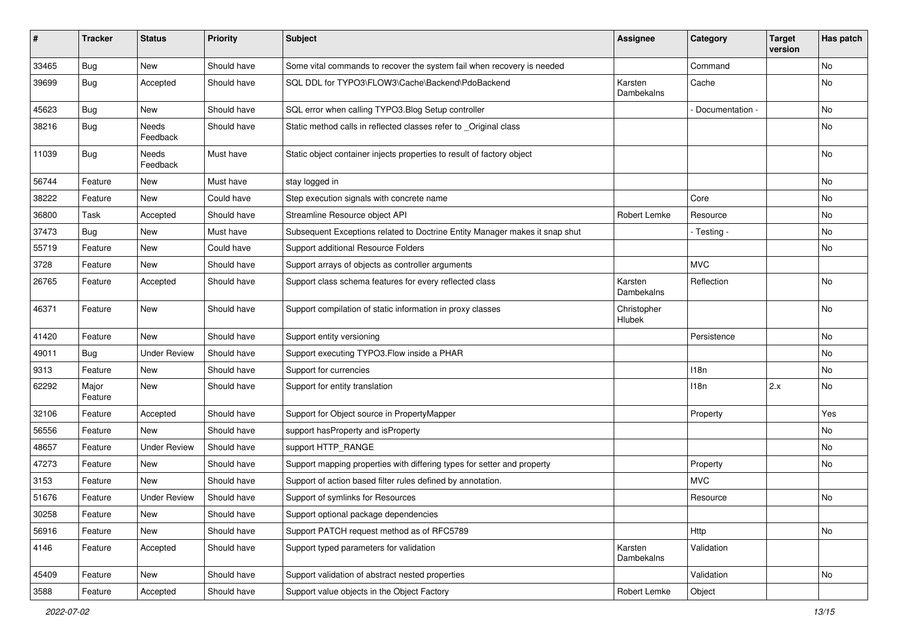| # | Tracker | Status | Priority | Subject | Assignee | Category | Target version | Has patch |
|---|---|---|---|---|---|---|---|---|
| 33465 | Bug | New | Should have | Some vital commands to recover the system fail when recovery is needed | | Command | | No |
| 39699 | Bug | Accepted | Should have | SQL DDL for TYPO3\FLOW3\Cache\Backend\PdoBackend | Karsten Dambekalns | Cache | | No |
| 45623 | Bug | New | Should have | SQL error when calling TYPO3.Blog Setup controller | | - Documentation - | | No |
| 38216 | Bug | Needs Feedback | Should have | Static method calls in reflected classes refer to _Original class | | | | No |
| 11039 | Bug | Needs Feedback | Must have | Static object container injects properties to result of factory object | | | | No |
| 56744 | Feature | New | Must have | stay logged in | | | | No |
| 38222 | Feature | New | Could have | Step execution signals with concrete name | | Core | | No |
| 36800 | Task | Accepted | Should have | Streamline Resource object API | Robert Lemke | Resource | | No |
| 37473 | Bug | New | Must have | Subsequent Exceptions related to Doctrine Entity Manager makes it snap shut | | - Testing - | | No |
| 55719 | Feature | New | Could have | Support additional Resource Folders | | | | No |
| 3728 | Feature | New | Should have | Support arrays of objects as controller arguments | | MVC | | |
| 26765 | Feature | Accepted | Should have | Support class schema features for every reflected class | Karsten Dambekalns | Reflection | | No |
| 46371 | Feature | New | Should have | Support compilation of static information in proxy classes | Christopher Hlubek | | | No |
| 41420 | Feature | New | Should have | Support entity versioning | | Persistence | | No |
| 49011 | Bug | Under Review | Should have | Support executing TYPO3.Flow inside a PHAR | | | | No |
| 9313 | Feature | New | Should have | Support for currencies | | I18n | | No |
| 62292 | Major Feature | New | Should have | Support for entity translation | | I18n | 2.x | No |
| 32106 | Feature | Accepted | Should have | Support for Object source in PropertyMapper | | Property | | Yes |
| 56556 | Feature | New | Should have | support hasProperty and isProperty | | | | No |
| 48657 | Feature | Under Review | Should have | support HTTP_RANGE | | | | No |
| 47273 | Feature | New | Should have | Support mapping properties with differing types for setter and property | | Property | | No |
| 3153 | Feature | New | Should have | Support of action based filter rules defined by annotation. | | MVC | | |
| 51676 | Feature | Under Review | Should have | Support of symlinks for Resources | | Resource | | No |
| 30258 | Feature | New | Should have | Support optional package dependencies | | | | |
| 56916 | Feature | New | Should have | Support PATCH request method as of RFC5789 | | Http | | No |
| 4146 | Feature | Accepted | Should have | Support typed parameters for validation | Karsten Dambekalns | Validation | | |
| 45409 | Feature | New | Should have | Support validation of abstract nested properties | | Validation | | No |
| 3588 | Feature | Accepted | Should have | Support value objects in the Object Factory | Robert Lemke | Object | | |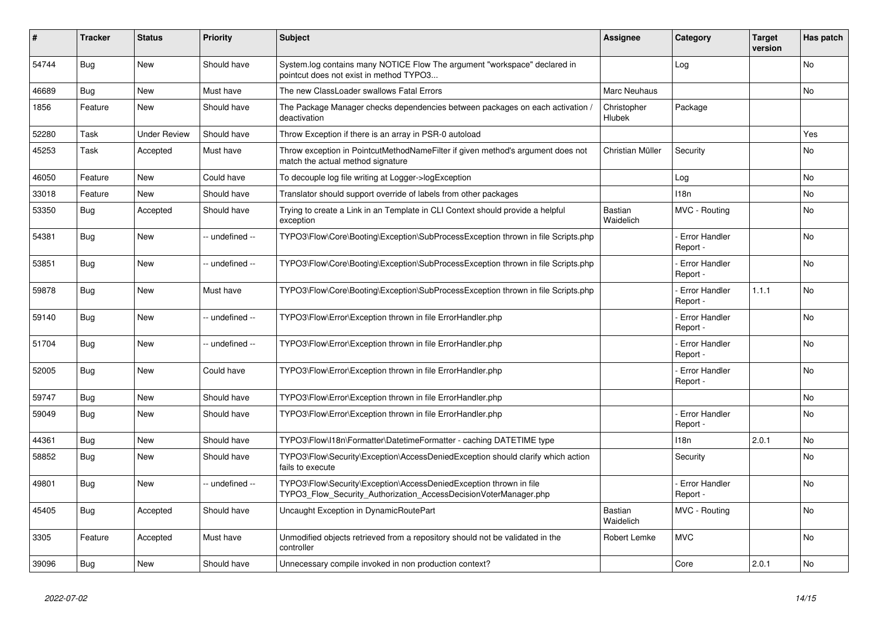| # | Tracker | Status | Priority | Subject | Assignee | Category | Target version | Has patch |
|---|---|---|---|---|---|---|---|---|
| 54744 | Bug | New | Should have | System.log contains many NOTICE Flow The argument "workspace" declared in pointcut does not exist in method TYPO3... | | Log | | No |
| 46689 | Bug | New | Must have | The new ClassLoader swallows Fatal Errors | Marc Neuhaus | | | No |
| 1856 | Feature | New | Should have | The Package Manager checks dependencies between packages on each activation / deactivation | Christopher Hlubek | Package | | |
| 52280 | Task | Under Review | Should have | Throw Exception if there is an array in PSR-0 autoload | | | | Yes |
| 45253 | Task | Accepted | Must have | Throw exception in PointcutMethodNameFilter if given method's argument does not match the actual method signature | Christian Müller | Security | | No |
| 46050 | Feature | New | Could have | To decouple log file writing at Logger->logException | | Log | | No |
| 33018 | Feature | New | Should have | Translator should support override of labels from other packages | | I18n | | No |
| 53350 | Bug | Accepted | Should have | Trying to create a Link in an Template in CLI Context should provide a helpful exception | Bastian Waidelich | MVC - Routing | | No |
| 54381 | Bug | New | -- undefined -- | TYPO3\Flow\Core\Booting\Exception\SubProcessException thrown in file Scripts.php | | - Error Handler Report - | | No |
| 53851 | Bug | New | -- undefined -- | TYPO3\Flow\Core\Booting\Exception\SubProcessException thrown in file Scripts.php | | - Error Handler Report - | | No |
| 59878 | Bug | New | Must have | TYPO3\Flow\Core\Booting\Exception\SubProcessException thrown in file Scripts.php | | - Error Handler Report - | 1.1.1 | No |
| 59140 | Bug | New | -- undefined -- | TYPO3\Flow\Error\Exception thrown in file ErrorHandler.php | | - Error Handler Report - | | No |
| 51704 | Bug | New | -- undefined -- | TYPO3\Flow\Error\Exception thrown in file ErrorHandler.php | | - Error Handler Report - | | No |
| 52005 | Bug | New | Could have | TYPO3\Flow\Error\Exception thrown in file ErrorHandler.php | | - Error Handler Report - | | No |
| 59747 | Bug | New | Should have | TYPO3\Flow\Error\Exception thrown in file ErrorHandler.php | | | | No |
| 59049 | Bug | New | Should have | TYPO3\Flow\Error\Exception thrown in file ErrorHandler.php | | - Error Handler Report - | | No |
| 44361 | Bug | New | Should have | TYPO3\Flow\I18n\Formatter\DatetimeFormatter - caching DATETIME type | | I18n | 2.0.1 | No |
| 58852 | Bug | New | Should have | TYPO3\Flow\Security\Exception\AccessDeniedException should clarify which action fails to execute | | Security | | No |
| 49801 | Bug | New | -- undefined -- | TYPO3\Flow\Security\Exception\AccessDeniedException thrown in file TYPO3_Flow_Security_Authorization_AccessDecisionVoterManager.php | | - Error Handler Report - | | No |
| 45405 | Bug | Accepted | Should have | Uncaught Exception in DynamicRoutePart | Bastian Waidelich | MVC - Routing | | No |
| 3305 | Feature | Accepted | Must have | Unmodified objects retrieved from a repository should not be validated in the controller | Robert Lemke | MVC | | No |
| 39096 | Bug | New | Should have | Unnecessary compile invoked in non production context? | | Core | 2.0.1 | No |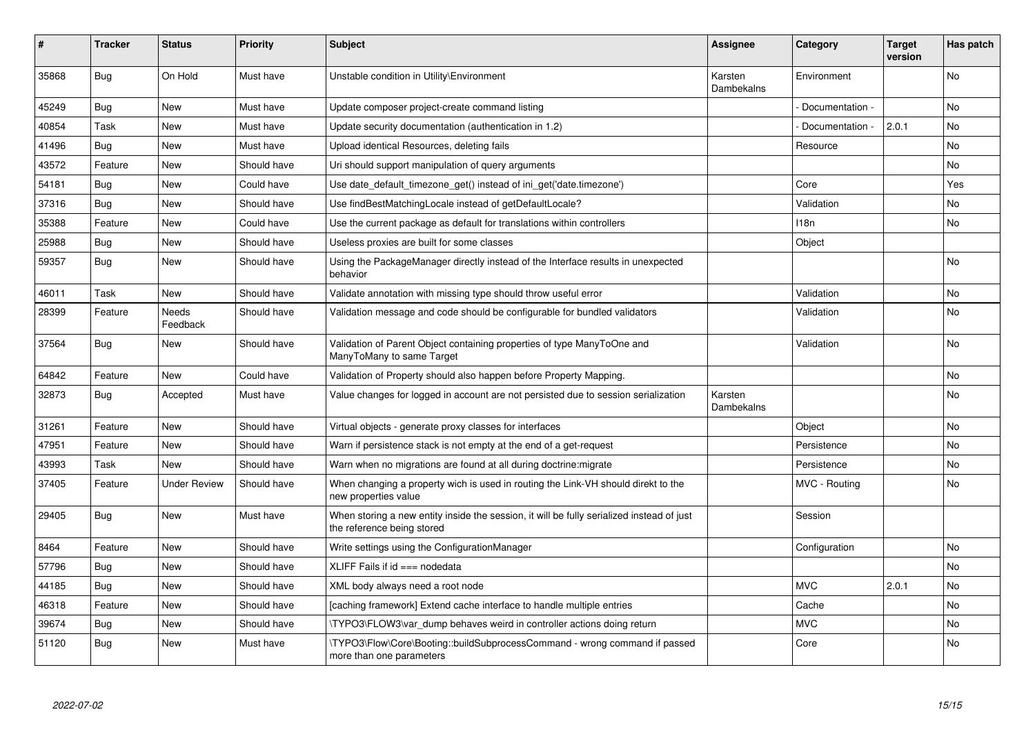| # | Tracker | Status | Priority | Subject | Assignee | Category | Target version | Has patch |
|---|---|---|---|---|---|---|---|---|
| 35868 | Bug | On Hold | Must have | Unstable condition in Utility\Environment | Karsten Dambekalns | Environment | | No |
| 45249 | Bug | New | Must have | Update composer project-create command listing | | - Documentation - | | No |
| 40854 | Task | New | Must have | Update security documentation (authentication in 1.2) | | - Documentation - | 2.0.1 | No |
| 41496 | Bug | New | Must have | Upload identical Resources, deleting fails | | Resource | | No |
| 43572 | Feature | New | Should have | Uri should support manipulation of query arguments | | | | No |
| 54181 | Bug | New | Could have | Use date_default_timezone_get() instead of ini_get('date.timezone') | | Core | | Yes |
| 37316 | Bug | New | Should have | Use findBestMatchingLocale instead of getDefaultLocale? | | Validation | | No |
| 35388 | Feature | New | Could have | Use the current package as default for translations within controllers | | I18n | | No |
| 25988 | Bug | New | Should have | Useless proxies are built for some classes | | Object | | |
| 59357 | Bug | New | Should have | Using the PackageManager directly instead of the Interface results in unexpected behavior | | | | No |
| 46011 | Task | New | Should have | Validate annotation with missing type should throw useful error | | Validation | | No |
| 28399 | Feature | Needs Feedback | Should have | Validation message and code should be configurable for bundled validators | | Validation | | No |
| 37564 | Bug | New | Should have | Validation of Parent Object containing properties of type ManyToOne and ManyToMany to same Target | | Validation | | No |
| 64842 | Feature | New | Could have | Validation of Property should also happen before Property Mapping. | | | | No |
| 32873 | Bug | Accepted | Must have | Value changes for logged in account are not persisted due to session serialization | Karsten Dambekalns | | | No |
| 31261 | Feature | New | Should have | Virtual objects - generate proxy classes for interfaces | | Object | | No |
| 47951 | Feature | New | Should have | Warn if persistence stack is not empty at the end of a get-request | | Persistence | | No |
| 43993 | Task | New | Should have | Warn when no migrations are found at all during doctrine:migrate | | Persistence | | No |
| 37405 | Feature | Under Review | Should have | When changing a property wich is used in routing the Link-VH should direkt to the new properties value | | MVC - Routing | | No |
| 29405 | Bug | New | Must have | When storing a new entity inside the session, it will be fully serialized instead of just the reference being stored | | Session | | |
| 8464 | Feature | New | Should have | Write settings using the ConfigurationManager | | Configuration | | No |
| 57796 | Bug | New | Should have | XLIFF Fails if id === nodedata | | | | No |
| 44185 | Bug | New | Should have | XML body always need a root node | | MVC | 2.0.1 | No |
| 46318 | Feature | New | Should have | [caching framework] Extend cache interface to handle multiple entries | | Cache | | No |
| 39674 | Bug | New | Should have | \TYPO3\FLOW3\var_dump behaves weird in controller actions doing return | | MVC | | No |
| 51120 | Bug | New | Must have | \TYPO3\Flow\Core\Booting::buildSubprocessCommand - wrong command if passed more than one parameters | | Core | | No |